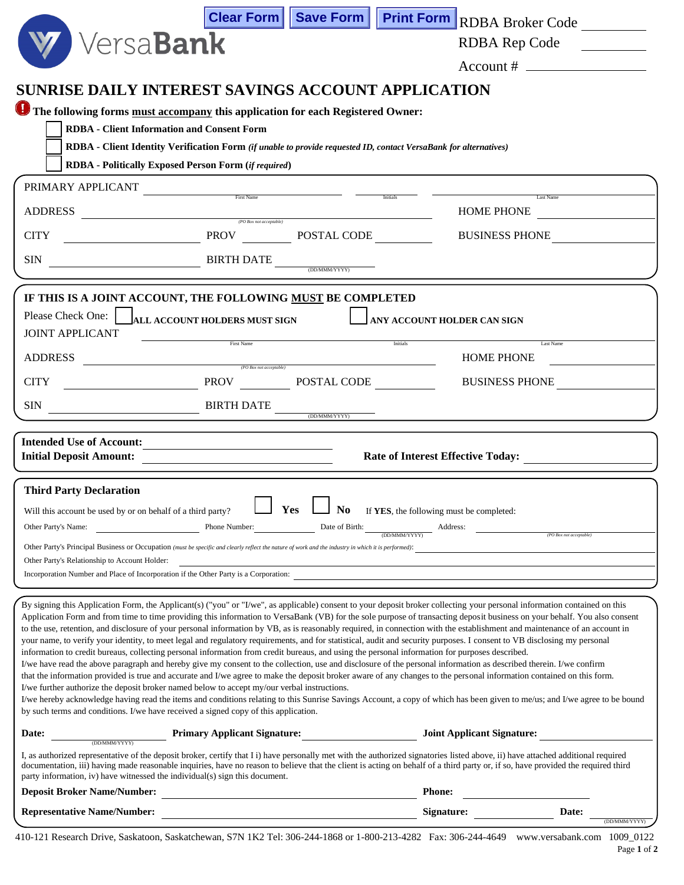Clear Form | Save Form | Print Form

VersaBank

RDBA Broker Code ____________

RDBA Rep Code ____________

Account # ________________

# SUNRISE DAILY INTEREST SAVINGS ACCOUNT APPLICATION

**The following forms must accompany this application for each Registered Owner:**

- ☐ **RDBA - Client Information and Consent Form**
- ☐ **RDBA - Client Identity Verification Form** ***(if unable to provide requested ID, contact VersaBank for alternatives)***
- ☐ **RDBA - Politically Exposed Person Form (*if required*)**

PRIMARY APPLICANT ______________________ (First Name) ________ (Initials) ______________________ (Last Name)

ADDRESS ______________________________ *(PO Box not acceptable)* HOME PHONE ______________

CITY ______________ PROV ________ POSTAL CODE ________ BUSINESS PHONE ______________

SIN ______________ BIRTH DATE ______________ (DD/MMM/YYYY)

## IF THIS IS A JOINT ACCOUNT, THE FOLLOWING MUST BE COMPLETED

Please Check One: ☐ **ALL ACCOUNT HOLDERS MUST SIGN** ☐ **ANY ACCOUNT HOLDER CAN SIGN**

JOINT APPLICANT ______________________ (First Name) ________ (Initials) ______________________ (Last Name)

ADDRESS ______________________________ *(PO Box not acceptable)* HOME PHONE ______________

CITY ______________ PROV ________ POSTAL CODE ________ BUSINESS PHONE ______________

SIN ______________ BIRTH DATE ______________ (DD/MMM/YYYY)

**Intended Use of Account:** ______________________

**Initial Deposit Amount:** ______________________ **Rate of Interest Effective Today:** ______________

## Third Party Declaration

Will this account be used by or on behalf of a third party? ☐ **Yes** ☐ **No** If **YES**, the following must be completed:

Other Party's Name: ______________ Phone Number: ______________ Date of Birth: ______________ (DD/MMM/YYYY) Address: ______________ *(PO Box not acceptable)*

Other Party's Principal Business or Occupation *(must be specific and clearly reflect the nature of work and the industry in which it is performed)*: ______________

Other Party's Relationship to Account Holder: ______________

Incorporation Number and Place of Incorporation if the Other Party is a Corporation: ______________

By signing this Application Form, the Applicant(s) ("you" or "I/we", as applicable) consent to your deposit broker collecting your personal information contained on this Application Form and from time to time providing this information to VersaBank (VB) for the sole purpose of transacting deposit business on your behalf. You also consent to the use, retention, and disclosure of your personal information by VB, as is reasonably required, in connection with the establishment and maintenance of an account in your name, to verify your identity, to meet legal and regulatory requirements, and for statistical, audit and security purposes. I consent to VB disclosing my personal information to credit bureaus, collecting personal information from credit bureaus, and using the personal information for purposes described.
I/we have read the above paragraph and hereby give my consent to the collection, use and disclosure of the personal information as described therein. I/we confirm that the information provided is true and accurate and I/we agree to make the deposit broker aware of any changes to the personal information contained on this form.
I/we further authorize the deposit broker named below to accept my/our verbal instructions.
I/we hereby acknowledge having read the items and conditions relating to this Sunrise Savings Account, a copy of which has been given to me/us; and I/we agree to be bound by such terms and conditions. I/we have received a signed copy of this application.

**Date:** ______________ (DD/MMM/YYYY) **Primary Applicant Signature:** ______________ **Joint Applicant Signature:** ______________

I, as authorized representative of the deposit broker, certify that I i) have personally met with the authorized signatories listed above, ii) have attached additional required documentation, iii) having made reasonable inquiries, have no reason to believe that the client is acting on behalf of a third party or, if so, have provided the required third party information, iv) have witnessed the individual(s) sign this document.

**Deposit Broker Name/Number:** ______________________ **Phone:** ______________

**Representative Name/Number:** ______________________ **Signature:** ______________ **Date:** ______________ (DD/MMM/YYYY)

410-121 Research Drive, Saskatoon, Saskatchewan, S7N 1K2 Tel: 306-244-1868 or 1-800-213-4282 Fax: 306-244-4649 www.versabank.com 1009_0122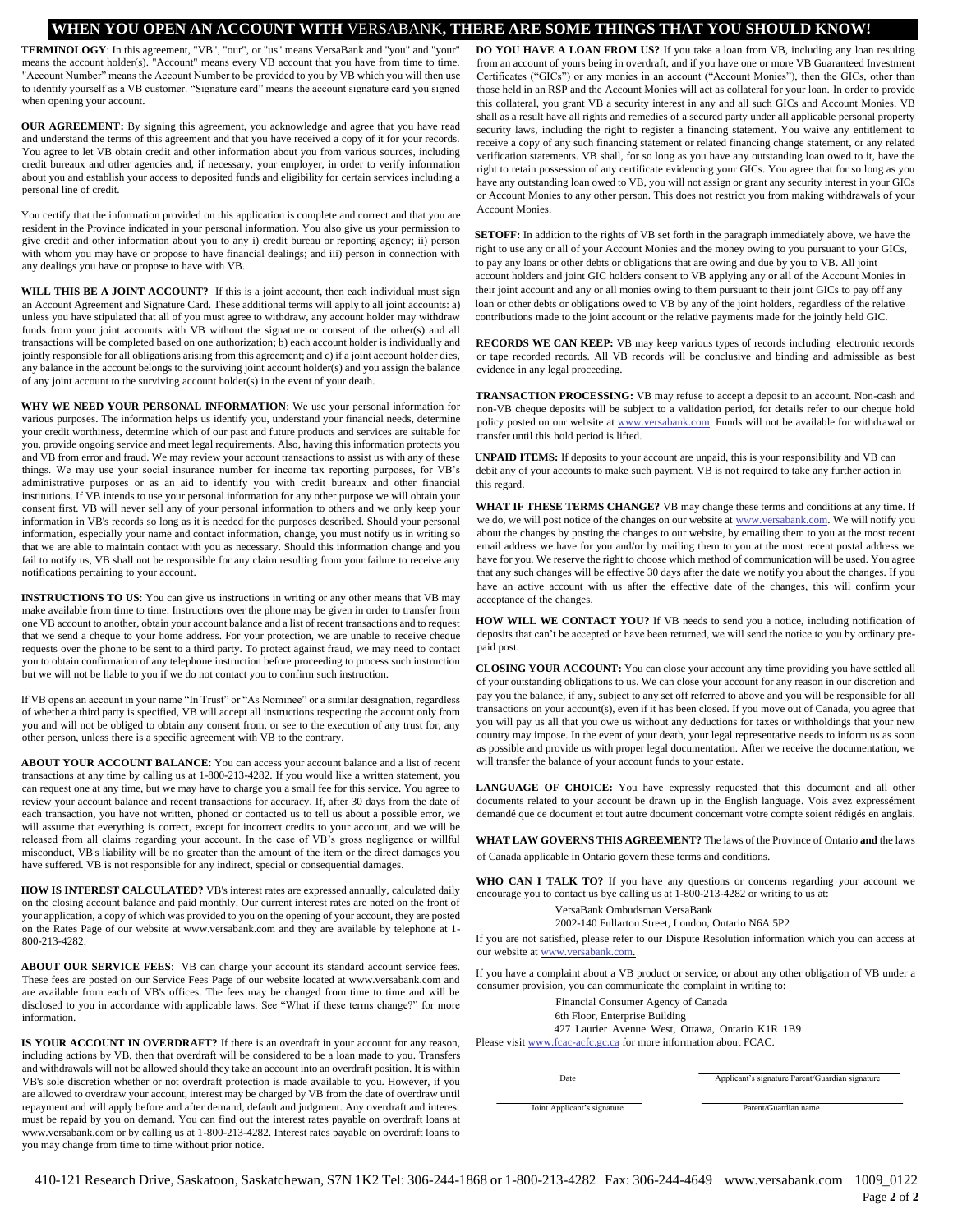# WHEN YOU OPEN AN ACCOUNT WITH VERSABANK, THERE ARE SOME THINGS THAT YOU SHOULD KNOW!

**TERMINOLOGY**: In this agreement, "VB", "our", or "us" means VersaBank and "you" and "your" means the account holder(s). "Account" means every VB account that you have from time to time. "Account Number" means the Account Number to be provided to you by VB which you will then use to identify yourself as a VB customer. "Signature card" means the account signature card you signed when opening your account.

**OUR AGREEMENT:** By signing this agreement, you acknowledge and agree that you have read and understand the terms of this agreement and that you have received a copy of it for your records. You agree to let VB obtain credit and other information about you from various sources, including credit bureaux and other agencies and, if necessary, your employer, in order to verify information about you and establish your access to deposited funds and eligibility for certain services including a personal line of credit.

You certify that the information provided on this application is complete and correct and that you are resident in the Province indicated in your personal information. You also give us your permission to give credit and other information about you to any i) credit bureau or reporting agency; ii) person with whom you may have or propose to have financial dealings; and iii) person in connection with any dealings you have or propose to have with VB.

**WILL THIS BE A JOINT ACCOUNT?** If this is a joint account, then each individual must sign an Account Agreement and Signature Card. These additional terms will apply to all joint accounts: a) unless you have stipulated that all of you must agree to withdraw, any account holder may withdraw funds from your joint accounts with VB without the signature or consent of the other(s) and all transactions will be completed based on one authorization; b) each account holder is individually and jointly responsible for all obligations arising from this agreement; and c) if a joint account holder dies, any balance in the account belongs to the surviving joint account holder(s) and you assign the balance of any joint account to the surviving account holder(s) in the event of your death.

**WHY WE NEED YOUR PERSONAL INFORMATION**: We use your personal information for various purposes. The information helps us identify you, understand your financial needs, determine your credit worthiness, determine which of our past and future products and services are suitable for you, provide ongoing service and meet legal requirements. Also, having this information protects you and VB from error and fraud. We may review your account transactions to assist us with any of these things. We may use your social insurance number for income tax reporting purposes, for VB's administrative purposes or as an aid to identify you with credit bureaux and other financial institutions. If VB intends to use your personal information for any other purpose we will obtain your consent first. VB will never sell any of your personal information to others and we only keep your information in VB's records so long as it is needed for the purposes described. Should your personal information, especially your name and contact information, change, you must notify us in writing so that we are able to maintain contact with you as necessary. Should this information change and you fail to notify us, VB shall not be responsible for any claim resulting from your failure to receive any notifications pertaining to your account.

**INSTRUCTIONS TO US**: You can give us instructions in writing or any other means that VB may make available from time to time. Instructions over the phone may be given in order to transfer from one VB account to another, obtain your account balance and a list of recent transactions and to request that we send a cheque to your home address. For your protection, we are unable to receive cheque requests over the phone to be sent to a third party. To protect against fraud, we may need to contact you to obtain confirmation of any telephone instruction before proceeding to process such instruction but we will not be liable to you if we do not contact you to confirm such instruction.

If VB opens an account in your name "In Trust" or "As Nominee" or a similar designation, regardless of whether a third party is specified, VB will accept all instructions respecting the account only from you and will not be obliged to obtain any consent from, or see to the execution of any trust for, any other person, unless there is a specific agreement with VB to the contrary.

**ABOUT YOUR ACCOUNT BALANCE**: You can access your account balance and a list of recent transactions at any time by calling us at 1-800-213-4282. If you would like a written statement, you can request one at any time, but we may have to charge you a small fee for this service. You agree to review your account balance and recent transactions for accuracy. If, after 30 days from the date of each transaction, you have not written, phoned or contacted us to tell us about a possible error, we will assume that everything is correct, except for incorrect credits to your account, and we will be released from all claims regarding your account. In the case of VB's gross negligence or willful misconduct, VB's liability will be no greater than the amount of the item or the direct damages you have suffered. VB is not responsible for any indirect, special or consequential damages.

**HOW IS INTEREST CALCULATED?** VB's interest rates are expressed annually, calculated daily on the closing account balance and paid monthly. Our current interest rates are noted on the front of your application, a copy of which was provided to you on the opening of your account, they are posted on the Rates Page of our website at www.versabank.com and they are available by telephone at 1-800-213-4282.

**ABOUT OUR SERVICE FEES**: VB can charge your account its standard account service fees. These fees are posted on our Service Fees Page of our website located at www.versabank.com and are available from each of VB's offices. The fees may be changed from time to time and will be disclosed to you in accordance with applicable laws. See "What if these terms change?" for more information.

**IS YOUR ACCOUNT IN OVERDRAFT?** If there is an overdraft in your account for any reason, including actions by VB, then that overdraft will be considered to be a loan made to you. Transfers and withdrawals will not be allowed should they take an account into an overdraft position. It is within VB's sole discretion whether or not overdraft protection is made available to you. However, if you are allowed to overdraw your account, interest may be charged by VB from the date of overdraw until repayment and will apply before and after demand, default and judgment. Any overdraft and interest must be repaid by you on demand. You can find out the interest rates payable on overdraft loans at www.versabank.com or by calling us at 1-800-213-4282. Interest rates payable on overdraft loans to you may change from time to time without prior notice.

**DO YOU HAVE A LOAN FROM US?** If you take a loan from VB, including any loan resulting from an account of yours being in overdraft, and if you have one or more VB Guaranteed Investment Certificates ("GICs") or any monies in an account ("Account Monies"), then the GICs, other than those held in an RSP and the Account Monies will act as collateral for your loan. In order to provide this collateral, you grant VB a security interest in any and all such GICs and Account Monies. VB shall as a result have all rights and remedies of a secured party under all applicable personal property security laws, including the right to register a financing statement. You waive any entitlement to receive a copy of any such financing statement or related financing change statement, or any related verification statements. VB shall, for so long as you have any outstanding loan owed to it, have the right to retain possession of any certificate evidencing your GICs. You agree that for so long as you have any outstanding loan owed to VB, you will not assign or grant any security interest in your GICs or Account Monies to any other person. This does not restrict you from making withdrawals of your Account Monies.

**SETOFF:** In addition to the rights of VB set forth in the paragraph immediately above, we have the right to use any or all of your Account Monies and the money owing to you pursuant to your GICs, to pay any loans or other debts or obligations that are owing and due by you to VB. All joint account holders and joint GIC holders consent to VB applying any or all of the Account Monies in their joint account and any or all monies owing to them pursuant to their joint GICs to pay off any loan or other debts or obligations owed to VB by any of the joint holders, regardless of the relative contributions made to the joint account or the relative payments made for the jointly held GIC.

**RECORDS WE CAN KEEP:** VB may keep various types of records including electronic records or tape recorded records. All VB records will be conclusive and binding and admissible as best evidence in any legal proceeding.

**TRANSACTION PROCESSING:** VB may refuse to accept a deposit to an account. Non-cash and non-VB cheque deposits will be subject to a validation period, for details refer to our cheque hold policy posted on our website at www.versabank.com. Funds will not be available for withdrawal or transfer until this hold period is lifted.

**UNPAID ITEMS:** If deposits to your account are unpaid, this is your responsibility and VB can debit any of your accounts to make such payment. VB is not required to take any further action in this regard.

**WHAT IF THESE TERMS CHANGE?** VB may change these terms and conditions at any time. If we do, we will post notice of the changes on our website at www.versabank.com. We will notify you about the changes by posting the changes to our website, by emailing them to you at the most recent email address we have for you and/or by mailing them to you at the most recent postal address we have for you. We reserve the right to choose which method of communication will be used. You agree that any such changes will be effective 30 days after the date we notify you about the changes. If you have an active account with us after the effective date of the changes, this will confirm your acceptance of the changes.

**HOW WILL WE CONTACT YOU?** If VB needs to send you a notice, including notification of deposits that can't be accepted or have been returned, we will send the notice to you by ordinary pre-paid post.

**CLOSING YOUR ACCOUNT:** You can close your account any time providing you have settled all of your outstanding obligations to us. We can close your account for any reason in our discretion and pay you the balance, if any, subject to any set off referred to above and you will be responsible for all transactions on your account(s), even if it has been closed. If you move out of Canada, you agree that you will pay us all that you owe us without any deductions for taxes or withholdings that your new country may impose. In the event of your death, your legal representative needs to inform us as soon as possible and provide us with proper legal documentation. After we receive the documentation, we will transfer the balance of your account funds to your estate.

**LANGUAGE OF CHOICE:** You have expressly requested that this document and all other documents related to your account be drawn up in the English language. Vois avez expressément demandé que ce document et tout autre document concernant votre compte soient rédigés en anglais.

**WHAT LAW GOVERNS THIS AGREEMENT?** The laws of the Province of Ontario **and** the laws of Canada applicable in Ontario govern these terms and conditions.

**WHO CAN I TALK TO?** If you have any questions or concerns regarding your account we encourage you to contact us bye calling us at 1-800-213-4282 or writing to us at:

VersaBank Ombudsman VersaBank
2002-140 Fullarton Street, London, Ontario N6A 5P2

If you are not satisfied, please refer to our Dispute Resolution information which you can access at our website at www.versabank.com.

If you have a complaint about a VB product or service, or about any other obligation of VB under a consumer provision, you can communicate the complaint in writing to:

Financial Consumer Agency of Canada
6th Floor, Enterprise Building
427 Laurier Avenue West, Ottawa, Ontario K1R 1B9

Please visit www.fcac-acfc.gc.ca for more information about FCAC.

| | |
|---|---|
| Date | Applicant's signature Parent/Guardian signature |
| Joint Applicant's signature | Parent/Guardian name |

410-121 Research Drive, Saskatoon, Saskatchewan, S7N 1K2 Tel: 306-244-1868 or 1-800-213-4282 Fax: 306-244-4649 www.versabank.com 1009_0122